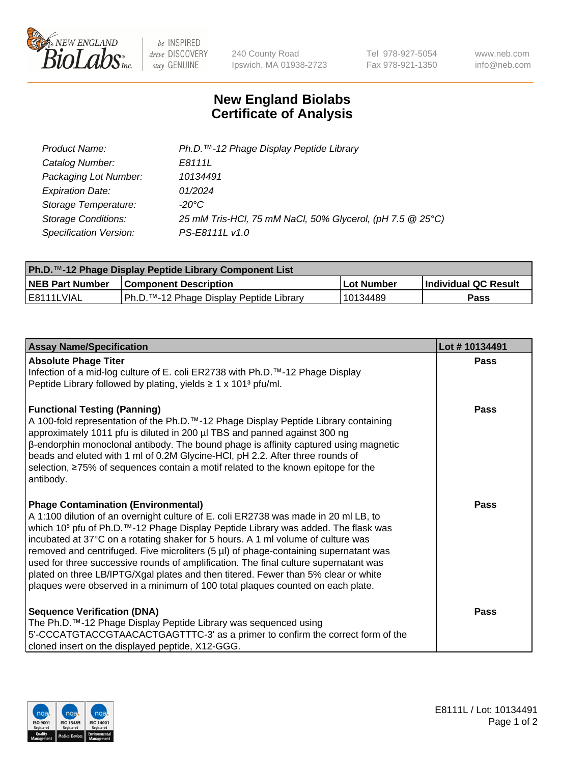NEW ENGLAND BioLabs Inc. — be INSPIRED drive DISCOVERY stay GENUINE

240 County Road
Ipswich, MA 01938-2723

Tel 978-927-5054
Fax 978-921-1350

www.neb.com
info@neb.com

# New England Biolabs
# Certificate of Analysis

| | |
|---|---|
| *Product Name:* | *Ph.D.™-12 Phage Display Peptide Library* |
| *Catalog Number:* | *E8111L* |
| *Packaging Lot Number:* | *10134491* |
| *Expiration Date:* | *01/2024* |
| *Storage Temperature:* | *-20°C* |
| *Storage Conditions:* | *25 mM Tris-HCl, 75 mM NaCl, 50% Glycerol, (pH 7.5 @ 25°C)* |
| *Specification Version:* | *PS-E8111L v1.0* |

| Ph.D.™-12 Phage Display Peptide Library Component List | | | |
|---|---|---|---|
| **NEB Part Number** | **Component Description** | **Lot Number** | **Individual QC Result** |
| E8111LVIAL | Ph.D.™-12 Phage Display Peptide Library | 10134489 | **Pass** |

| Assay Name/Specification | Lot # 10134491 |
|---|---|
| **Absolute Phage Titer**<br>Infection of a mid-log culture of E. coli ER2738 with Ph.D.™-12 Phage Display Peptide Library followed by plating, yields ≥ 1 x $10^{13}$ pfu/ml. | **Pass** |
| **Functional Testing (Panning)**<br>A 100-fold representation of the Ph.D.™-12 Phage Display Peptide Library containing approximately 1011 pfu is diluted in 200 µl TBS and panned against 300 ng β-endorphin monoclonal antibody. The bound phage is affinity captured using magnetic beads and eluted with 1 ml of 0.2M Glycine-HCl, pH 2.2. After three rounds of selection, ≥75% of sequences contain a motif related to the known epitope for the antibody. | **Pass** |
| **Phage Contamination (Environmental)**<br>A 1:100 dilution of an overnight culture of E. coli ER2738 was made in 20 ml LB, to which $10^5$ pfu of Ph.D.™-12 Phage Display Peptide Library was added. The flask was incubated at 37°C on a rotating shaker for 5 hours. A 1 ml volume of culture was removed and centrifuged. Five microliters (5 µl) of phage-containing supernatant was used for three successive rounds of amplification. The final culture supernatant was plated on three LB/IPTG/Xgal plates and then titered. Fewer than 5% clear or white plaques were observed in a minimum of 100 total plaques counted on each plate. | **Pass** |
| **Sequence Verification (DNA)**<br>The Ph.D.™-12 Phage Display Peptide Library was sequenced using 5'-CCCATGTACCGTAACACTGAGTTTC-3' as a primer to confirm the correct form of the cloned insert on the displayed peptide, X12-GGG. | **Pass** |

E8111L / Lot: 10134491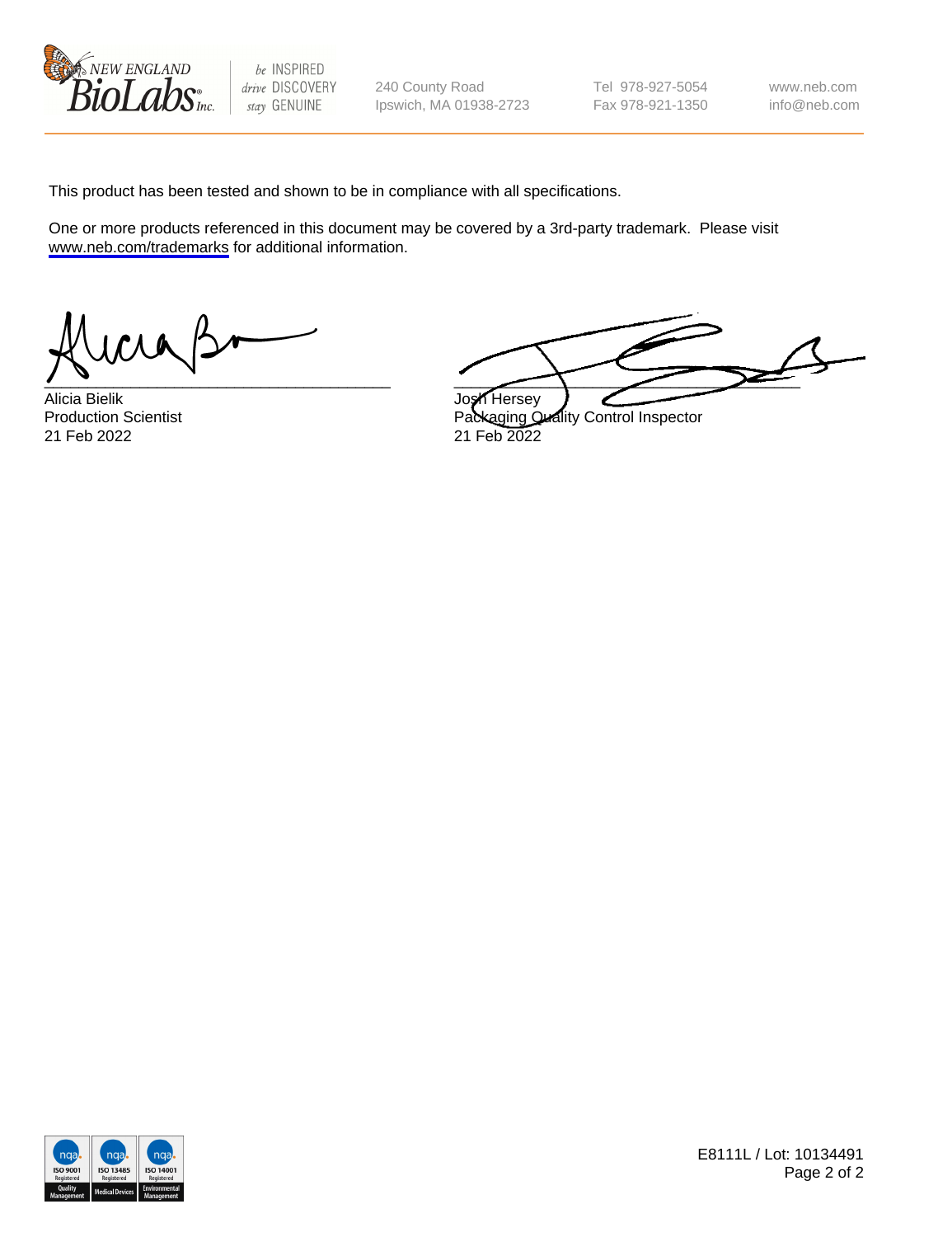This product has been tested and shown to be in compliance with all specifications.

One or more products referenced in this document may be covered by a 3rd-party trademark. Please visit www.neb.com/trademarks for additional information.

Alicia Bielik
Production Scientist
21 Feb 2022

Josh Hersey
Packaging Quality Control Inspector
21 Feb 2022

E8111L / Lot: 10134491